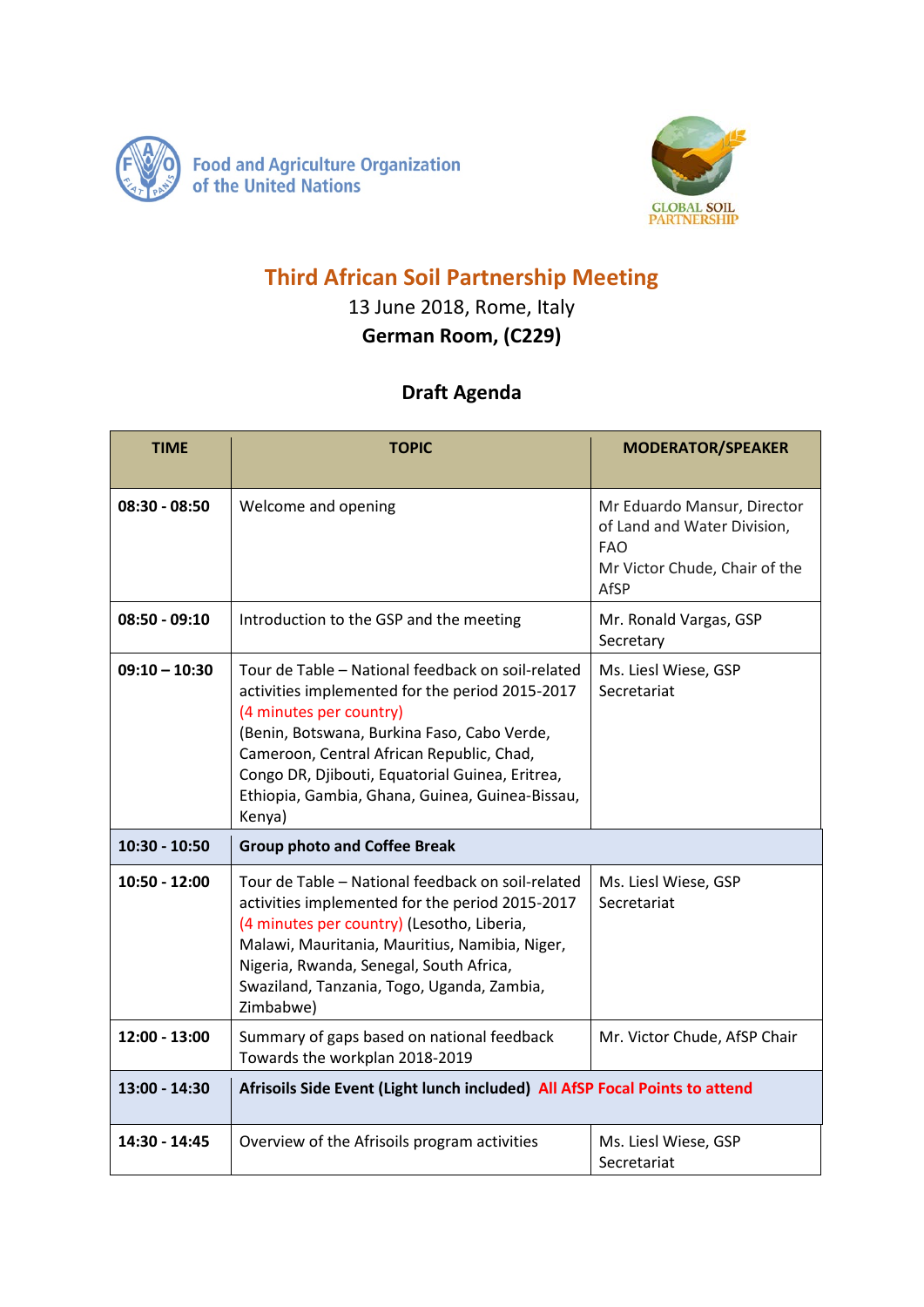Food and Agriculture Organization of the United Nations

GLOBAL SOIL PARTNERSHIP

# Third African Soil Partnership Meeting

13 June 2018, Rome, Italy

**German Room, (C229)**

## Draft Agenda

| TIME | TOPIC | MODERATOR/SPEAKER |
|---|---|---|
| **08:30 - 08:50** | Welcome and opening | Mr Eduardo Mansur, Director of Land and Water Division, FAO<br>Mr Victor Chude, Chair of the AfSP |
| **08:50 - 09:10** | Introduction to the GSP and the meeting | Mr. Ronald Vargas, GSP Secretary |
| **09:10 – 10:30** | Tour de Table – National feedback on soil-related activities implemented for the period 2015-2017 (4 minutes per country) (Benin, Botswana, Burkina Faso, Cabo Verde, Cameroon, Central African Republic, Chad, Congo DR, Djibouti, Equatorial Guinea, Eritrea, Ethiopia, Gambia, Ghana, Guinea, Guinea-Bissau, Kenya) | Ms. Liesl Wiese, GSP Secretariat |
| **10:30 - 10:50** | **Group photo and Coffee Break** | |
| **10:50 - 12:00** | Tour de Table – National feedback on soil-related activities implemented for the period 2015-2017 (4 minutes per country) (Lesotho, Liberia, Malawi, Mauritania, Mauritius, Namibia, Niger, Nigeria, Rwanda, Senegal, South Africa, Swaziland, Tanzania, Togo, Uganda, Zambia, Zimbabwe) | Ms. Liesl Wiese, GSP Secretariat |
| **12:00 - 13:00** | Summary of gaps based on national feedback Towards the workplan 2018-2019 | Mr. Victor Chude, AfSP Chair |
| **13:00 - 14:30** | **Afrisoils Side Event (Light lunch included) All AfSP Focal Points to attend** | |
| **14:30 - 14:45** | Overview of the Afrisoils program activities | Ms. Liesl Wiese, GSP Secretariat |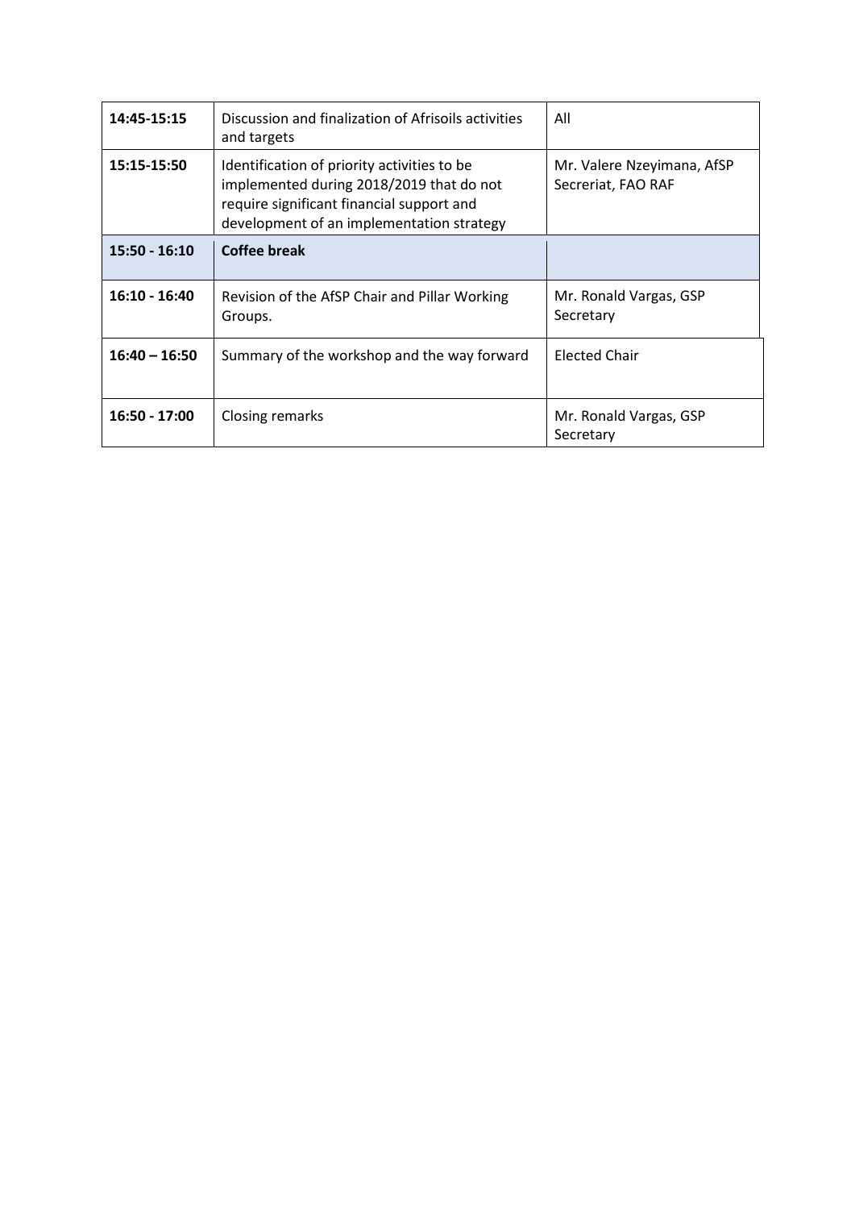| | | |
|---|---|---|
| **14:45-15:15** | Discussion and finalization of Afrisoils activities and targets | All |
| **15:15-15:50** | Identification of priority activities to be implemented during 2018/2019 that do not require significant financial support and development of an implementation strategy | Mr. Valere Nzeyimana, AfSP Secreriat, FAO RAF |
| **15:50 - 16:10** | **Coffee break** | |
| **16:10 - 16:40** | Revision of the AfSP Chair and Pillar Working Groups. | Mr. Ronald Vargas, GSP Secretary |
| **16:40 – 16:50** | Summary of the workshop and the way forward | Elected Chair |
| **16:50 - 17:00** | Closing remarks | Mr. Ronald Vargas, GSP Secretary |